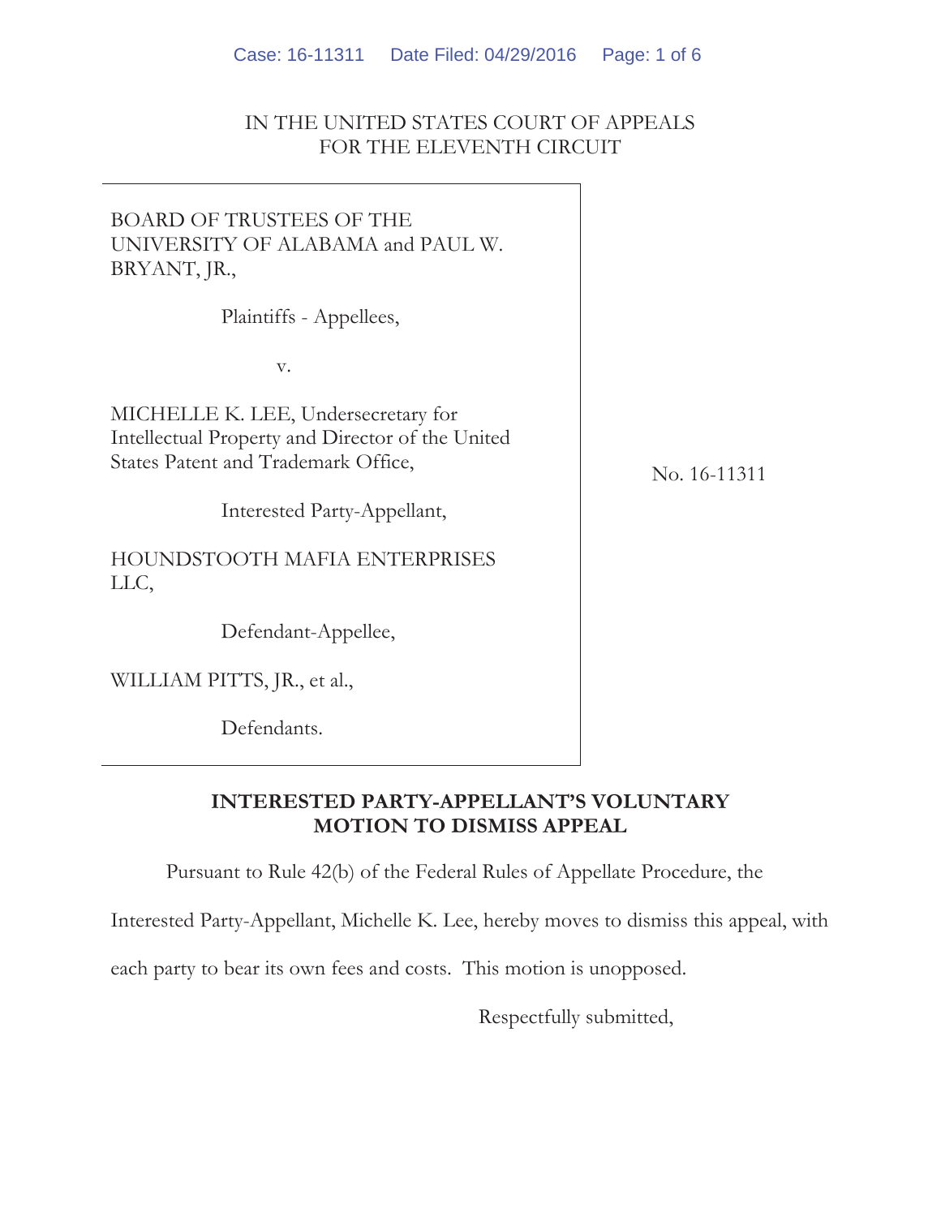IN THE UNITED STATES COURT OF APPEALS
FOR THE ELEVENTH CIRCUIT

BOARD OF TRUSTEES OF THE UNIVERSITY OF ALABAMA and PAUL W. BRYANT, JR.,

Plaintiffs - Appellees,

v.

MICHELLE K. LEE, Undersecretary for Intellectual Property and Director of the United States Patent and Trademark Office,

Interested Party-Appellant,

HOUNDSTOOTH MAFIA ENTERPRISES LLC,

Defendant-Appellee,

WILLIAM PITTS, JR., et al.,

Defendants.

No. 16-11311

**INTERESTED PARTY-APPELLANT'S VOLUNTARY MOTION TO DISMISS APPEAL**

Pursuant to Rule 42(b) of the Federal Rules of Appellate Procedure, the Interested Party-Appellant, Michelle K. Lee, hereby moves to dismiss this appeal, with each party to bear its own fees and costs. This motion is unopposed.

Respectfully submitted,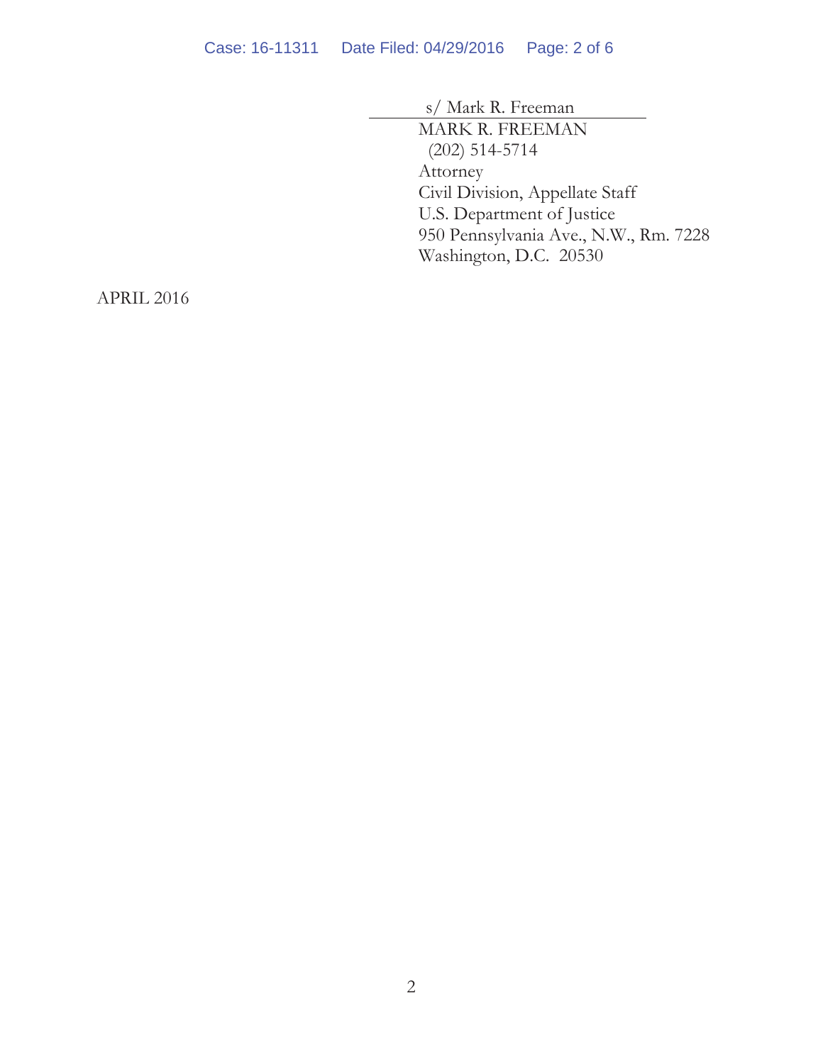s/ Mark R. Freeman

MARK R. FREEMAN
(202) 514-5714
Attorney
Civil Division, Appellate Staff
U.S. Department of Justice
950 Pennsylvania Ave., N.W., Rm. 7228
Washington, D.C. 20530

APRIL 2016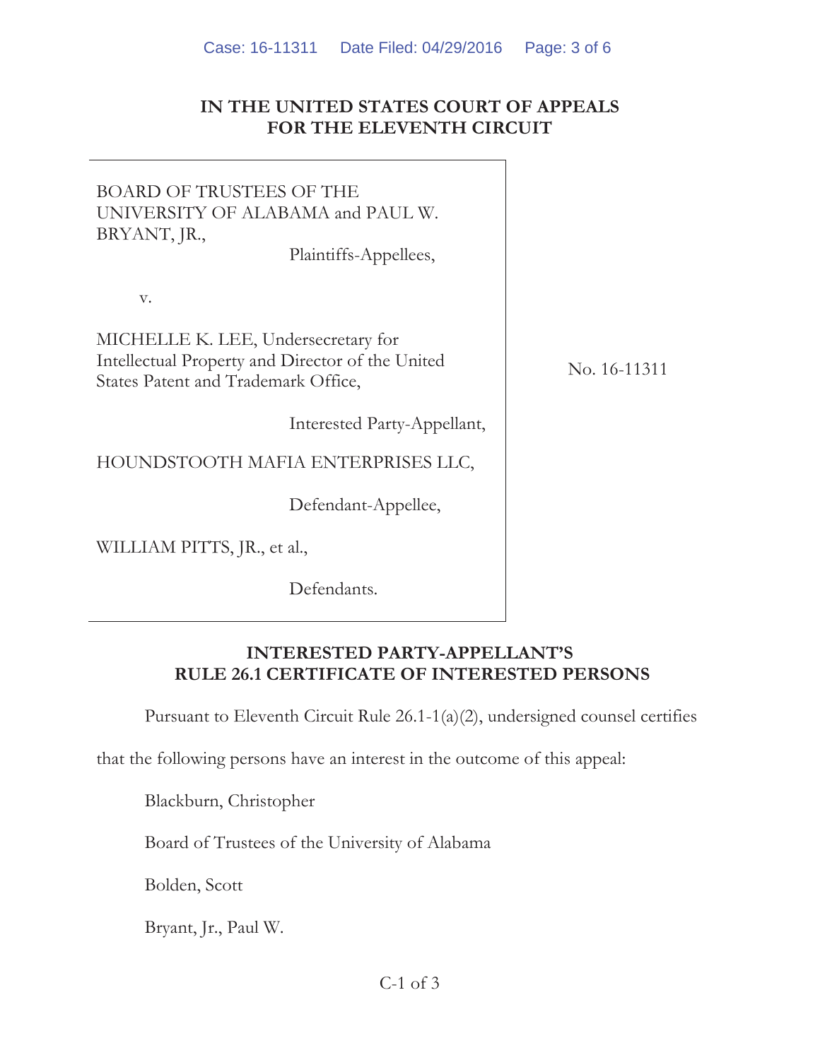IN THE UNITED STATES COURT OF APPEALS
FOR THE ELEVENTH CIRCUIT

| | |
|---|---|
| BOARD OF TRUSTEES OF THE UNIVERSITY OF ALABAMA and PAUL W. BRYANT, JR.,<br><br>Plaintiffs-Appellees,<br><br>v.<br><br>MICHELLE K. LEE, Undersecretary for Intellectual Property and Director of the United States Patent and Trademark Office,<br><br>Interested Party-Appellant,<br><br>HOUNDSTOOTH MAFIA ENTERPRISES LLC,<br><br>Defendant-Appellee,<br><br>WILLIAM PITTS, JR., et al.,<br><br>Defendants. | No. 16-11311 |

**INTERESTED PARTY-APPELLANT'S
RULE 26.1 CERTIFICATE OF INTERESTED PERSONS**

Pursuant to Eleventh Circuit Rule 26.1-1(a)(2), undersigned counsel certifies that the following persons have an interest in the outcome of this appeal:

Blackburn, Christopher

Board of Trustees of the University of Alabama

Bolden, Scott

Bryant, Jr., Paul W.

C-1 of 3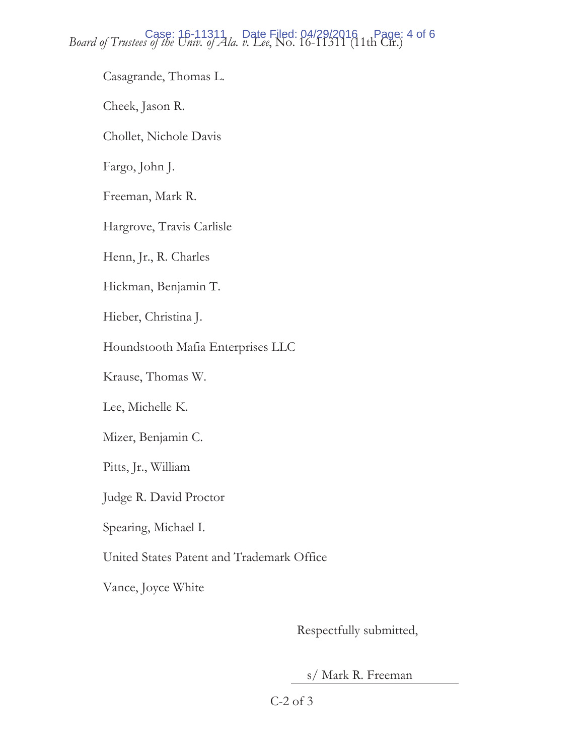Casagrande, Thomas L.

Cheek, Jason R.

Chollet, Nichole Davis

Fargo, John J.

Freeman, Mark R.

Hargrove, Travis Carlisle

Henn, Jr., R. Charles

Hickman, Benjamin T.

Hieber, Christina J.

Houndstooth Mafia Enterprises LLC

Krause, Thomas W.

Lee, Michelle K.

Mizer, Benjamin C.

Pitts, Jr., William

Judge R. David Proctor

Spearing, Michael I.

United States Patent and Trademark Office

Vance, Joyce White

Respectfully submitted,

s/ Mark R. Freeman

C-2 of 3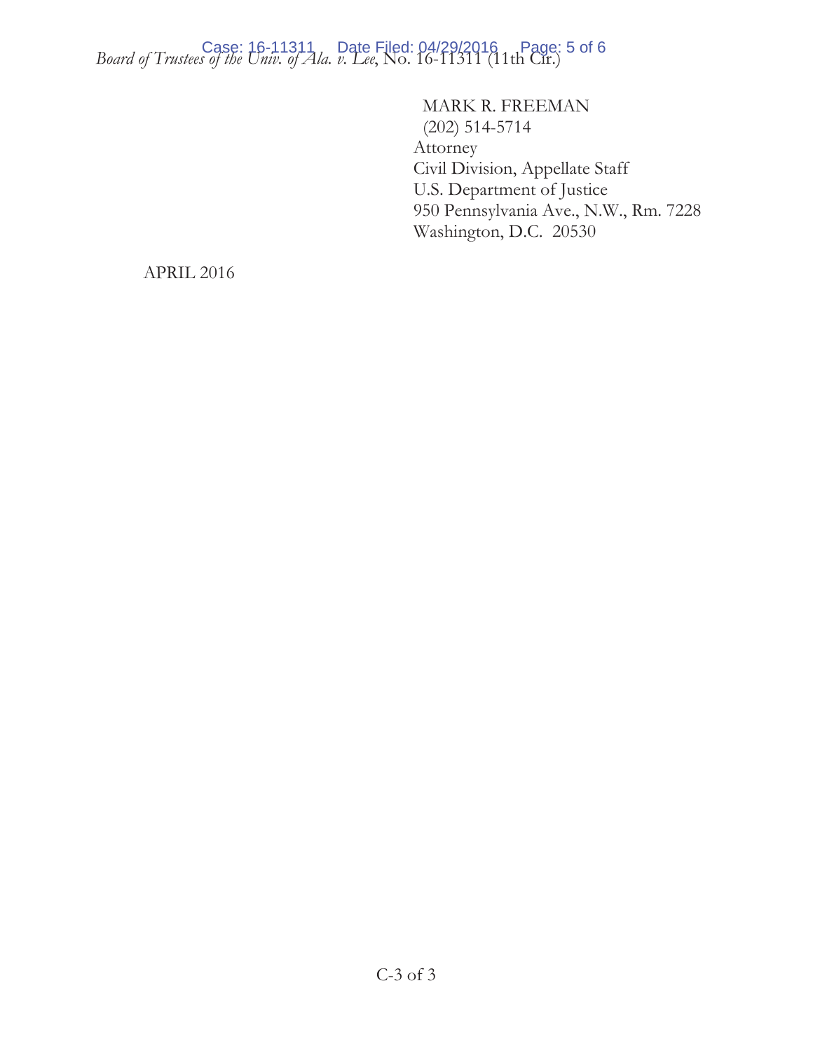MARK R. FREEMAN
(202) 514-5714
Attorney
Civil Division, Appellate Staff
U.S. Department of Justice
950 Pennsylvania Ave., N.W., Rm. 7228
Washington, D.C. 20530

APRIL 2016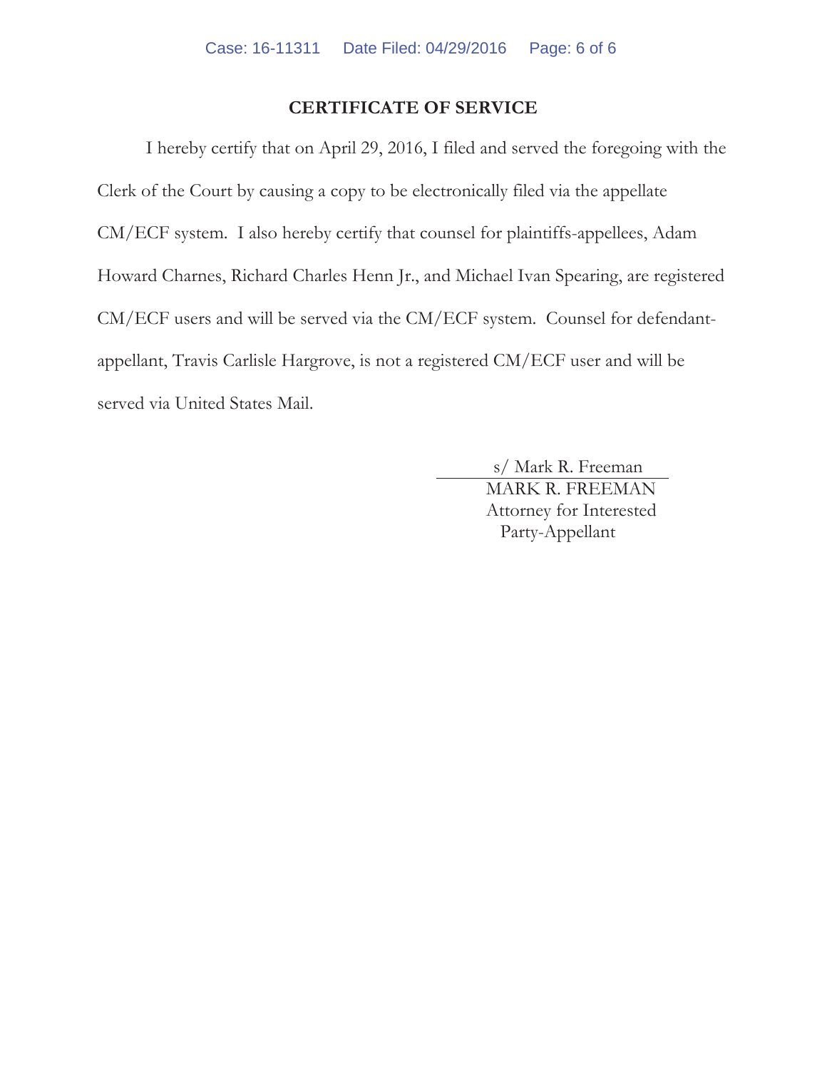## CERTIFICATE OF SERVICE

I hereby certify that on April 29, 2016, I filed and served the foregoing with the Clerk of the Court by causing a copy to be electronically filed via the appellate CM/ECF system. I also hereby certify that counsel for plaintiffs-appellees, Adam Howard Charnes, Richard Charles Henn Jr., and Michael Ivan Spearing, are registered CM/ECF users and will be served via the CM/ECF system. Counsel for defendant-appellant, Travis Carlisle Hargrove, is not a registered CM/ECF user and will be served via United States Mail.

s/ Mark R. Freeman
MARK R. FREEMAN
Attorney for Interested
Party-Appellant